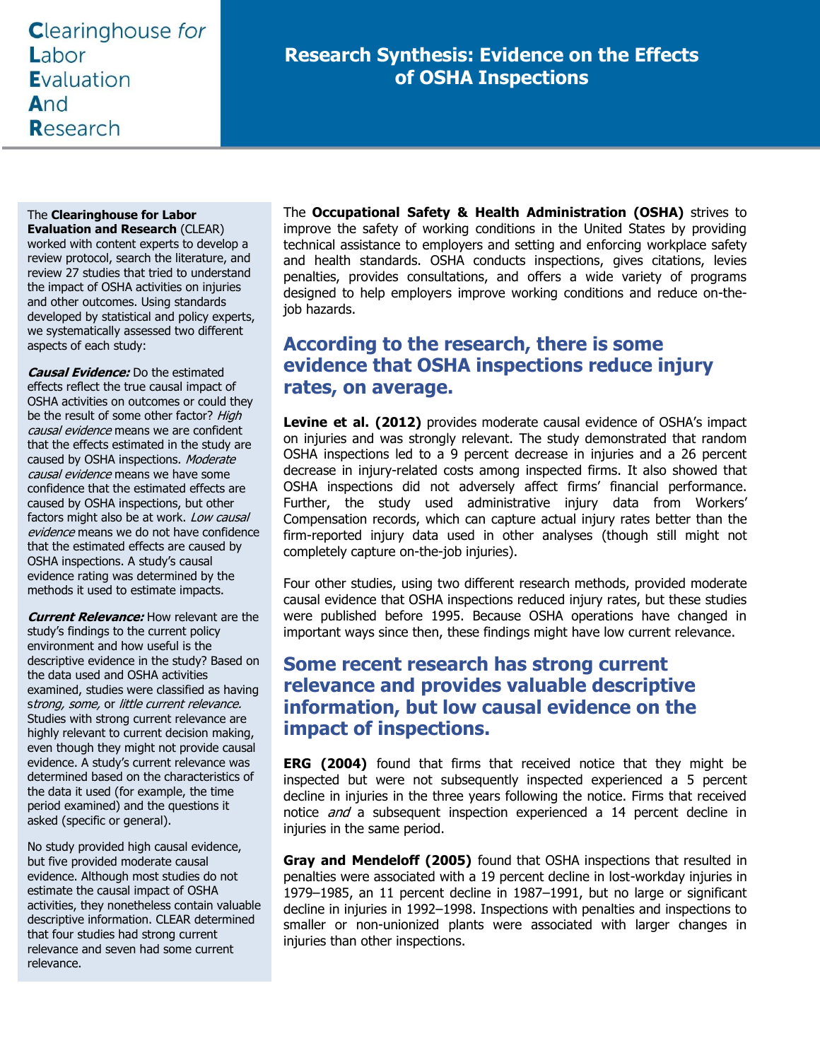**C**learinghouse *for* **L**abor **E**valuation **A**nd **R**esearch

# Research Synthesis: Evidence on the Effects of OSHA Inspections

The **Clearinghouse for Labor Evaluation and Research** (CLEAR) worked with content experts to develop a review protocol, search the literature, and review 27 studies that tried to understand the impact of OSHA activities on injuries and other outcomes. Using standards developed by statistical and policy experts, we systematically assessed two different aspects of each study:

***Causal Evidence:*** Do the estimated effects reflect the true causal impact of OSHA activities on outcomes or could they be the result of some other factor? *High causal evidence* means we are confident that the effects estimated in the study are caused by OSHA inspections. *Moderate causal evidence* means we have some confidence that the estimated effects are caused by OSHA inspections, but other factors might also be at work. *Low causal evidence* means we do not have confidence that the estimated effects are caused by OSHA inspections. A study's causal evidence rating was determined by the methods it used to estimate impacts.

***Current Relevance:*** How relevant are the study's findings to the current policy environment and how useful is the descriptive evidence in the study? Based on the data used and OSHA activities examined, studies were classified as having *strong, some,* or *little current relevance.* Studies with strong current relevance are highly relevant to current decision making, even though they might not provide causal evidence. A study's current relevance was determined based on the characteristics of the data it used (for example, the time period examined) and the questions it asked (specific or general).

No study provided high causal evidence, but five provided moderate causal evidence. Although most studies do not estimate the causal impact of OSHA activities, they nonetheless contain valuable descriptive information. CLEAR determined that four studies had strong current relevance and seven had some current relevance.

The **Occupational Safety & Health Administration (OSHA)** strives to improve the safety of working conditions in the United States by providing technical assistance to employers and setting and enforcing workplace safety and health standards. OSHA conducts inspections, gives citations, levies penalties, provides consultations, and offers a wide variety of programs designed to help employers improve working conditions and reduce on-the-job hazards.

## According to the research, there is some evidence that OSHA inspections reduce injury rates, on average.

**Levine et al. (2012)** provides moderate causal evidence of OSHA's impact on injuries and was strongly relevant. The study demonstrated that random OSHA inspections led to a 9 percent decrease in injuries and a 26 percent decrease in injury-related costs among inspected firms. It also showed that OSHA inspections did not adversely affect firms' financial performance. Further, the study used administrative injury data from Workers' Compensation records, which can capture actual injury rates better than the firm-reported injury data used in other analyses (though still might not completely capture on-the-job injuries).

Four other studies, using two different research methods, provided moderate causal evidence that OSHA inspections reduced injury rates, but these studies were published before 1995. Because OSHA operations have changed in important ways since then, these findings might have low current relevance.

## Some recent research has strong current relevance and provides valuable descriptive information, but low causal evidence on the impact of inspections.

**ERG (2004)** found that firms that received notice that they might be inspected but were not subsequently inspected experienced a 5 percent decline in injuries in the three years following the notice. Firms that received notice *and* a subsequent inspection experienced a 14 percent decline in injuries in the same period.

**Gray and Mendeloff (2005)** found that OSHA inspections that resulted in penalties were associated with a 19 percent decline in lost-workday injuries in 1979–1985, an 11 percent decline in 1987–1991, but no large or significant decline in injuries in 1992–1998. Inspections with penalties and inspections to smaller or non-unionized plants were associated with larger changes in injuries than other inspections.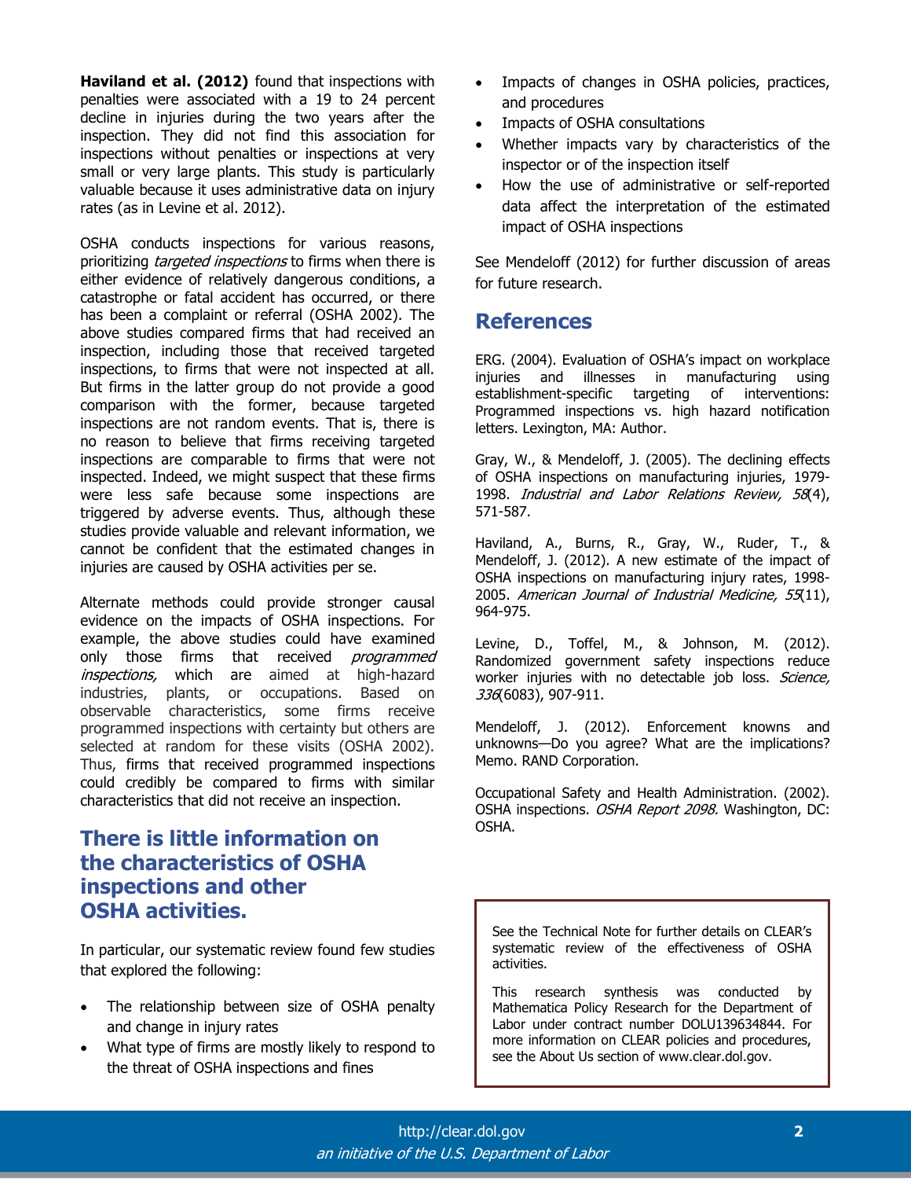**Haviland et al. (2012)** found that inspections with penalties were associated with a 19 to 24 percent decline in injuries during the two years after the inspection. They did not find this association for inspections without penalties or inspections at very small or very large plants. This study is particularly valuable because it uses administrative data on injury rates (as in Levine et al. 2012).

OSHA conducts inspections for various reasons, prioritizing *targeted inspections* to firms when there is either evidence of relatively dangerous conditions, a catastrophe or fatal accident has occurred, or there has been a complaint or referral (OSHA 2002). The above studies compared firms that had received an inspection, including those that received targeted inspections, to firms that were not inspected at all. But firms in the latter group do not provide a good comparison with the former, because targeted inspections are not random events. That is, there is no reason to believe that firms receiving targeted inspections are comparable to firms that were not inspected. Indeed, we might suspect that these firms were less safe because some inspections are triggered by adverse events. Thus, although these studies provide valuable and relevant information, we cannot be confident that the estimated changes in injuries are caused by OSHA activities per se.

Alternate methods could provide stronger causal evidence on the impacts of OSHA inspections. For example, the above studies could have examined only those firms that received *programmed inspections,* which are aimed at high-hazard industries, plants, or occupations. Based on observable characteristics, some firms receive programmed inspections with certainty but others are selected at random for these visits (OSHA 2002). Thus, firms that received programmed inspections could credibly be compared to firms with similar characteristics that did not receive an inspection.

## There is little information on the characteristics of OSHA inspections and other OSHA activities.

In particular, our systematic review found few studies that explored the following:

- The relationship between size of OSHA penalty and change in injury rates
- What type of firms are mostly likely to respond to the threat of OSHA inspections and fines
- Impacts of changes in OSHA policies, practices, and procedures
- Impacts of OSHA consultations
- Whether impacts vary by characteristics of the inspector or of the inspection itself
- How the use of administrative or self-reported data affect the interpretation of the estimated impact of OSHA inspections

See Mendeloff (2012) for further discussion of areas for future research.

## References

ERG. (2004). Evaluation of OSHA's impact on workplace injuries and illnesses in manufacturing using establishment-specific targeting of interventions: Programmed inspections vs. high hazard notification letters. Lexington, MA: Author.

Gray, W., & Mendeloff, J. (2005). The declining effects of OSHA inspections on manufacturing injuries, 1979-1998. *Industrial and Labor Relations Review, 58*(4), 571-587.

Haviland, A., Burns, R., Gray, W., Ruder, T., & Mendeloff, J. (2012). A new estimate of the impact of OSHA inspections on manufacturing injury rates, 1998-2005. *American Journal of Industrial Medicine, 55*(11), 964-975.

Levine, D., Toffel, M., & Johnson, M. (2012). Randomized government safety inspections reduce worker injuries with no detectable job loss. *Science, 336*(6083), 907-911.

Mendeloff, J. (2012). Enforcement knowns and unknowns—Do you agree? What are the implications? Memo. RAND Corporation.

Occupational Safety and Health Administration. (2002). OSHA inspections. *OSHA Report 2098.* Washington, DC: OSHA.

See the Technical Note for further details on CLEAR's systematic review of the effectiveness of OSHA activities.

This research synthesis was conducted by Mathematica Policy Research for the Department of Labor under contract number DOLU139634844. For more information on CLEAR policies and procedures, see the About Us section of www.clear.dol.gov.